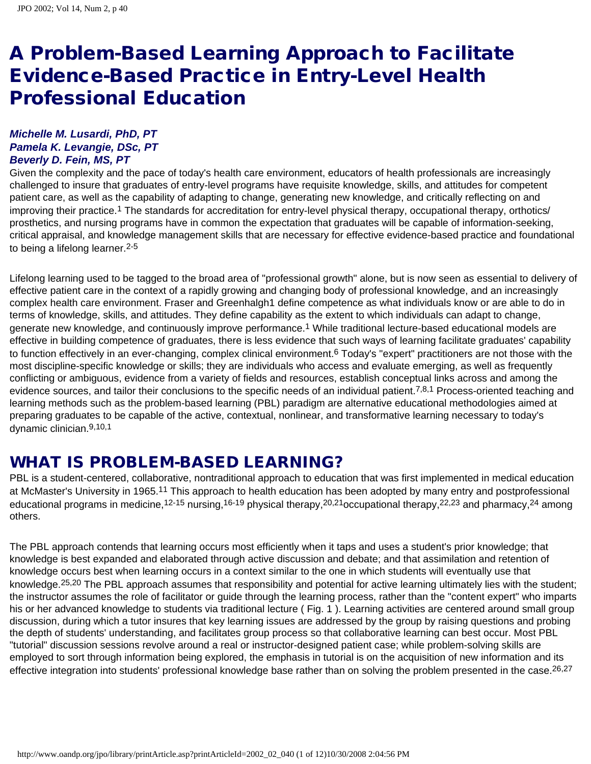# A Problem-Based Learning Approach to Facilitate Evidence-Based Practice in Entry-Level Health Professional Education

***Michelle M. Lusardi, PhD, PT***
***Pamela K. Levangie, DSc, PT***
***Beverly D. Fein, MS, PT***

Given the complexity and the pace of today's health care environment, educators of health professionals are increasingly challenged to insure that graduates of entry-level programs have requisite knowledge, skills, and attitudes for competent patient care, as well as the capability of adapting to change, generating new knowledge, and critically reflecting on and improving their practice.[1] The standards for accreditation for entry-level physical therapy, occupational therapy, orthotics/prosthetics, and nursing programs have in common the expectation that graduates will be capable of information-seeking, critical appraisal, and knowledge management skills that are necessary for effective evidence-based practice and foundational to being a lifelong learner.[2-5]

Lifelong learning used to be tagged to the broad area of "professional growth" alone, but is now seen as essential to delivery of effective patient care in the context of a rapidly growing and changing body of professional knowledge, and an increasingly complex health care environment. Fraser and Greenhalgh1 define competence as what individuals know or are able to do in terms of knowledge, skills, and attitudes. They define capability as the extent to which individuals can adapt to change, generate new knowledge, and continuously improve performance.[1] While traditional lecture-based educational models are effective in building competence of graduates, there is less evidence that such ways of learning facilitate graduates' capability to function effectively in an ever-changing, complex clinical environment.[6] Today's "expert" practitioners are not those with the most discipline-specific knowledge or skills; they are individuals who access and evaluate emerging, as well as frequently conflicting or ambiguous, evidence from a variety of fields and resources, establish conceptual links across and among the evidence sources, and tailor their conclusions to the specific needs of an individual patient.[7,8,1] Process-oriented teaching and learning methods such as the problem-based learning (PBL) paradigm are alternative educational methodologies aimed at preparing graduates to be capable of the active, contextual, nonlinear, and transformative learning necessary to today's dynamic clinician.[9,10,1]

## WHAT IS PROBLEM-BASED LEARNING?

PBL is a student-centered, collaborative, nontraditional approach to education that was first implemented in medical education at McMaster's University in 1965.[11] This approach to health education has been adopted by many entry and postprofessional educational programs in medicine,[12-15] nursing,[16-19] physical therapy,[20,21] occupational therapy,[22,23] and pharmacy,[24] among others.

The PBL approach contends that learning occurs most efficiently when it taps and uses a student's prior knowledge; that knowledge is best expanded and elaborated through active discussion and debate; and that assimilation and retention of knowledge occurs best when learning occurs in a context similar to the one in which students will eventually use that knowledge.[25,20] The PBL approach assumes that responsibility and potential for active learning ultimately lies with the student; the instructor assumes the role of facilitator or guide through the learning process, rather than the "content expert" who imparts his or her advanced knowledge to students via traditional lecture ( Fig. 1 ). Learning activities are centered around small group discussion, during which a tutor insures that key learning issues are addressed by the group by raising questions and probing the depth of students' understanding, and facilitates group process so that collaborative learning can best occur. Most PBL "tutorial" discussion sessions revolve around a real or instructor-designed patient case; while problem-solving skills are employed to sort through information being explored, the emphasis in tutorial is on the acquisition of new information and its effective integration into students' professional knowledge base rather than on solving the problem presented in the case.[26,27]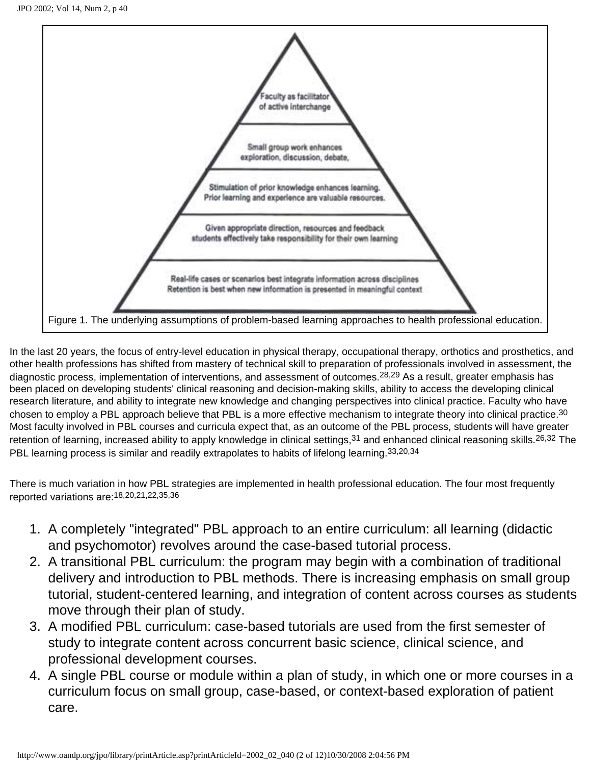Faculty as facilitator of active interchange

Small group work enhances exploration, discussion, debate,

Stimulation of prior knowledge enhances learning. Prior learning and experience are valuable resources.

Given appropriate direction, resources and feedback students effectively take responsibility for their own learning

Real-life cases or scenarios best integrate information across disciplines Retention is best when new information is presented in meaningful context

Figure 1. The underlying assumptions of problem-based learning approaches to health professional education.

In the last 20 years, the focus of entry-level education in physical therapy, occupational therapy, orthotics and prosthetics, and other health professions has shifted from mastery of technical skill to preparation of professionals involved in assessment, the diagnostic process, implementation of interventions, and assessment of outcomes.[28,29] As a result, greater emphasis has been placed on developing students' clinical reasoning and decision-making skills, ability to access the developing clinical research literature, and ability to integrate new knowledge and changing perspectives into clinical practice. Faculty who have chosen to employ a PBL approach believe that PBL is a more effective mechanism to integrate theory into clinical practice.[30] Most faculty involved in PBL courses and curricula expect that, as an outcome of the PBL process, students will have greater retention of learning, increased ability to apply knowledge in clinical settings,[31] and enhanced clinical reasoning skills.[26,32] The PBL learning process is similar and readily extrapolates to habits of lifelong learning.[33,20,34]

There is much variation in how PBL strategies are implemented in health professional education. The four most frequently reported variations are:[18,20,21,22,35,36]

1. A completely "integrated" PBL approach to an entire curriculum: all learning (didactic and psychomotor) revolves around the case-based tutorial process.
2. A transitional PBL curriculum: the program may begin with a combination of traditional delivery and introduction to PBL methods. There is increasing emphasis on small group tutorial, student-centered learning, and integration of content across courses as students move through their plan of study.
3. A modified PBL curriculum: case-based tutorials are used from the first semester of study to integrate content across concurrent basic science, clinical science, and professional development courses.
4. A single PBL course or module within a plan of study, in which one or more courses in a curriculum focus on small group, case-based, or context-based exploration of patient care.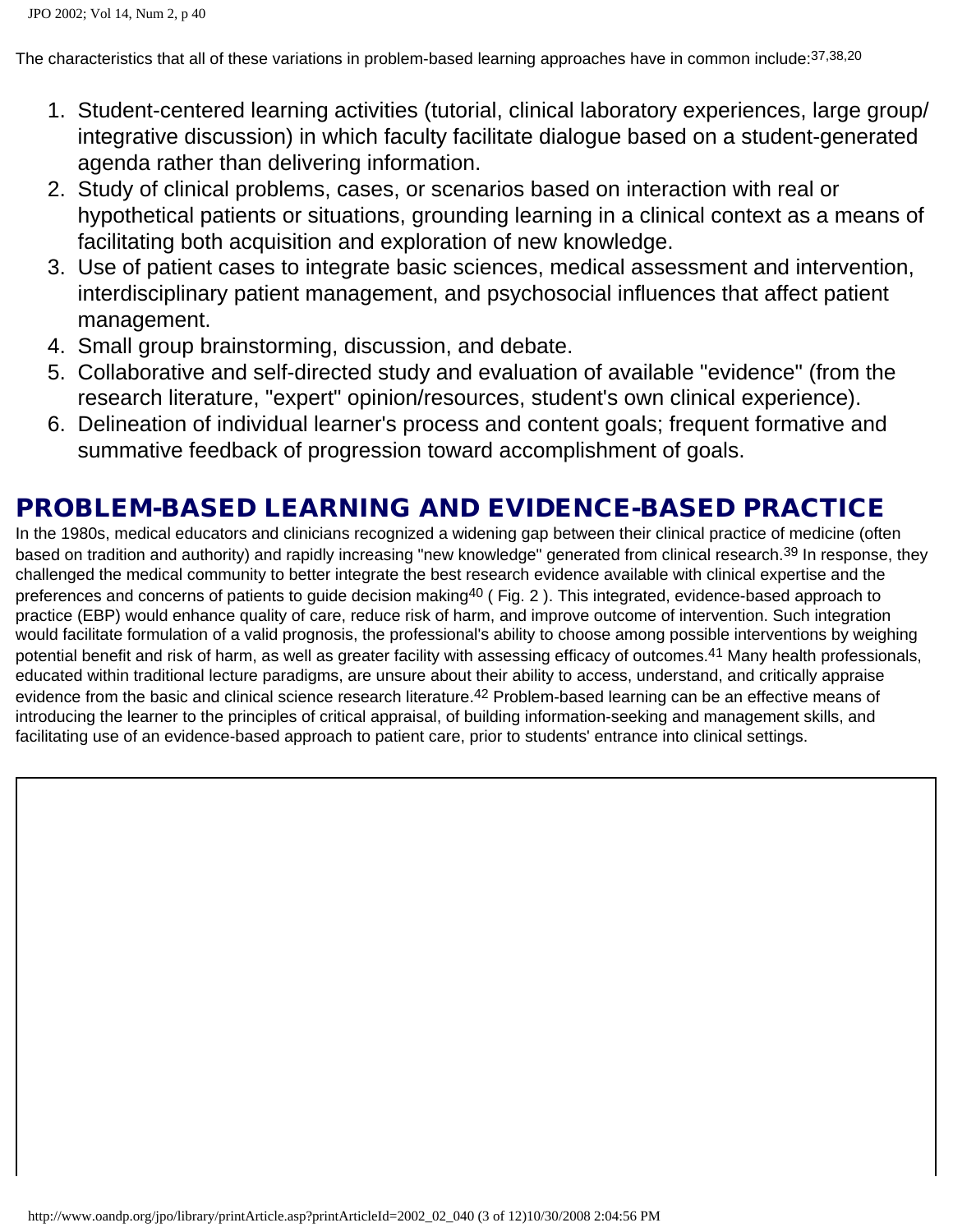The characteristics that all of these variations in problem-based learning approaches have in common include:[37,38,20]

1. Student-centered learning activities (tutorial, clinical laboratory experiences, large group/ integrative discussion) in which faculty facilitate dialogue based on a student-generated agenda rather than delivering information.
2. Study of clinical problems, cases, or scenarios based on interaction with real or hypothetical patients or situations, grounding learning in a clinical context as a means of facilitating both acquisition and exploration of new knowledge.
3. Use of patient cases to integrate basic sciences, medical assessment and intervention, interdisciplinary patient management, and psychosocial influences that affect patient management.
4. Small group brainstorming, discussion, and debate.
5. Collaborative and self-directed study and evaluation of available "evidence" (from the research literature, "expert" opinion/resources, student's own clinical experience).
6. Delineation of individual learner's process and content goals; frequent formative and summative feedback of progression toward accomplishment of goals.

## PROBLEM-BASED LEARNING AND EVIDENCE-BASED PRACTICE

In the 1980s, medical educators and clinicians recognized a widening gap between their clinical practice of medicine (often based on tradition and authority) and rapidly increasing "new knowledge" generated from clinical research.[39] In response, they challenged the medical community to better integrate the best research evidence available with clinical expertise and the preferences and concerns of patients to guide decision making[40] ( Fig. 2 ). This integrated, evidence-based approach to practice (EBP) would enhance quality of care, reduce risk of harm, and improve outcome of intervention. Such integration would facilitate formulation of a valid prognosis, the professional's ability to choose among possible interventions by weighing potential benefit and risk of harm, as well as greater facility with assessing efficacy of outcomes.[41] Many health professionals, educated within traditional lecture paradigms, are unsure about their ability to access, understand, and critically appraise evidence from the basic and clinical science research literature.[42] Problem-based learning can be an effective means of introducing the learner to the principles of critical appraisal, of building information-seeking and management skills, and facilitating use of an evidence-based approach to patient care, prior to students' entrance into clinical settings.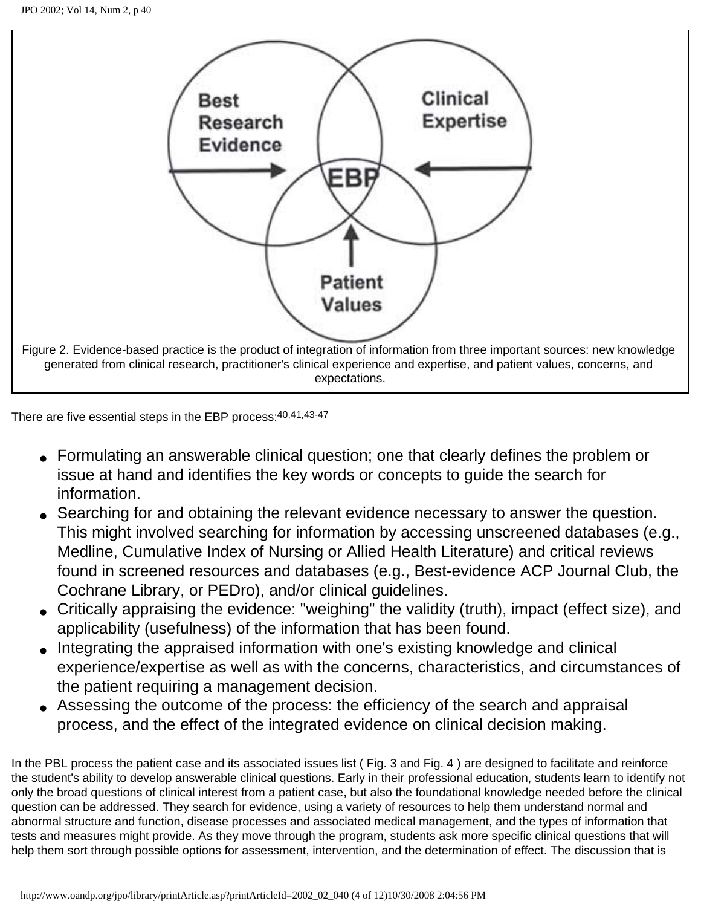Figure 2. Evidence-based practice is the product of integration of information from three important sources: new knowledge generated from clinical research, practitioner's clinical experience and expertise, and patient values, concerns, and expectations.

There are five essential steps in the EBP process:[40,41,43-47]

- Formulating an answerable clinical question; one that clearly defines the problem or issue at hand and identifies the key words or concepts to guide the search for information.
- Searching for and obtaining the relevant evidence necessary to answer the question. This might involved searching for information by accessing unscreened databases (e.g., Medline, Cumulative Index of Nursing or Allied Health Literature) and critical reviews found in screened resources and databases (e.g., Best-evidence ACP Journal Club, the Cochrane Library, or PEDro), and/or clinical guidelines.
- Critically appraising the evidence: "weighing" the validity (truth), impact (effect size), and applicability (usefulness) of the information that has been found.
- Integrating the appraised information with one's existing knowledge and clinical experience/expertise as well as with the concerns, characteristics, and circumstances of the patient requiring a management decision.
- Assessing the outcome of the process: the efficiency of the search and appraisal process, and the effect of the integrated evidence on clinical decision making.

In the PBL process the patient case and its associated issues list ( Fig. 3 and Fig. 4 ) are designed to facilitate and reinforce the student's ability to develop answerable clinical questions. Early in their professional education, students learn to identify not only the broad questions of clinical interest from a patient case, but also the foundational knowledge needed before the clinical question can be addressed. They search for evidence, using a variety of resources to help them understand normal and abnormal structure and function, disease processes and associated medical management, and the types of information that tests and measures might provide. As they move through the program, students ask more specific clinical questions that will help them sort through possible options for assessment, intervention, and the determination of effect. The discussion that is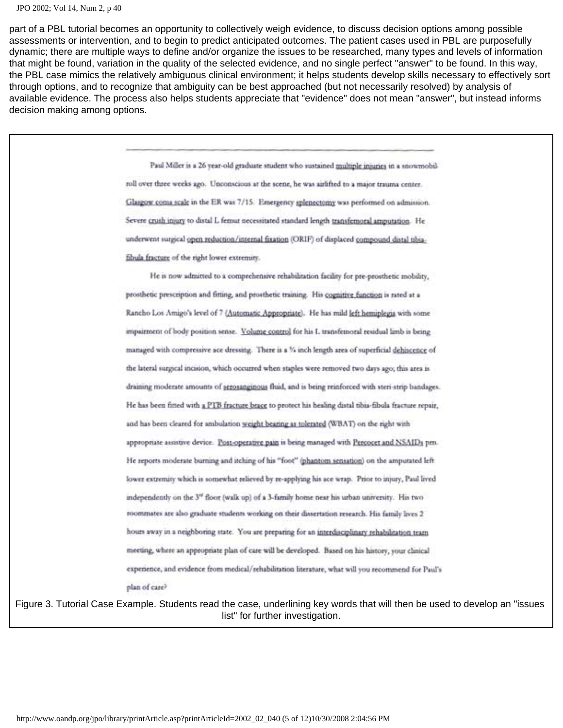part of a PBL tutorial becomes an opportunity to collectively weigh evidence, to discuss decision options among possible assessments or intervention, and to begin to predict anticipated outcomes. The patient cases used in PBL are purposefully dynamic; there are multiple ways to define and/or organize the issues to be researched, many types and levels of information that might be found, variation in the quality of the selected evidence, and no single perfect "answer" to be found. In this way, the PBL case mimics the relatively ambiguous clinical environment; it helps students develop skills necessary to effectively sort through options, and to recognize that ambiguity can be best approached (but not necessarily resolved) by analysis of available evidence. The process also helps students appreciate that "evidence" does not mean "answer", but instead informs decision making among options.

Paul Miller is a 26 year-old graduate student who sustained multiple injuries in a snowmobile roll over three weeks ago. Unconscious at the scene, he was airlifted to a major trauma center. Glasgow coma scale in the ER was 7/15. Emergency splenectomy was performed on admission. Severe crush injury to distal L femur necessitated standard length transfemoral amputation. He underwent surgical open reduction/internal fixation (ORIF) of displaced compound distal tibia-fibula fracture of the right lower extremity.

He is now admitted to a comprehensive rehabilitation facility for pre-prosthetic mobility, prosthetic prescription and fitting, and prosthetic training. His cognitive function is rated at a Rancho Los Amigo's level of 7 (Automatic Appropriate). He has mild left hemiplegia with some impairment of body position sense. Volume control for his L transfemoral residual limb is being managed with compressive ace dressing. There is a ¾ inch length area of superficial dehiscence of the lateral surgical incision, which occurred when staples were removed two days ago; this area is draining moderate amounts of serosanginous fluid, and is being reinforced with steri-strip bandages. He has been fitted with a PTB fracture brace to protect his healing distal tibia-fibula fracture repair, and has been cleared for ambulation weight bearing as tolerated (WBAT) on the right with appropriate assistive device. Post-operative pain is being managed with Percocet and NSAIDs prn. He reports moderate burning and itching of his "foot" (phantom sensation) on the amputated left lower extremity which is somewhat relieved by re-applying his ace wrap. Prior to injury, Paul lived independently on the 3rd floor (walk up) of a 3-family home near his urban university. His two roommates are also graduate students working on their dissertation research. His family lives 2 hours away in a neighboring state. You are preparing for an interdisciplinary rehabilitation team meeting, where an appropriate plan of care will be developed. Based on his history, your clinical experience, and evidence from medical/rehabilitation literature, what will you recommend for Paul's plan of care?

Figure 3. Tutorial Case Example. Students read the case, underlining key words that will then be used to develop an "issues list" for further investigation.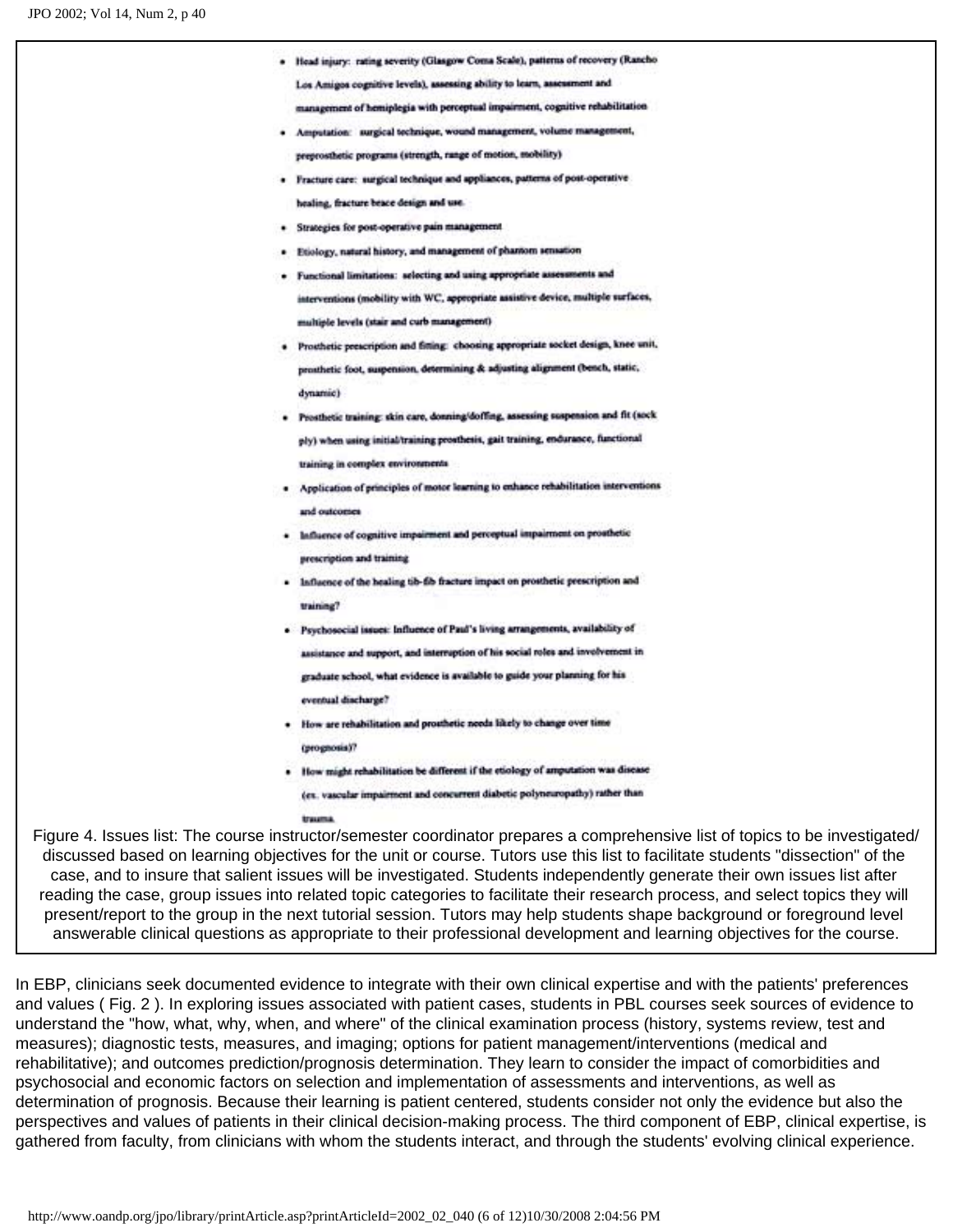- Head injury: rating severity (Glasgow Coma Scale), patterns of recovery (Rancho Los Amigos cognitive levels), assessing ability to learn, assessment and management of hemiplegia with perceptual impairment, cognitive rehabilitation
- Amputation: surgical technique, wound management, volume management, preprosthetic programs (strength, range of motion, mobility)
- Fracture care: surgical technique and appliances, patterns of post-operative healing, fracture brace design and use.
- Strategies for post-operative pain management
- Etiology, natural history, and management of phantom sensation
- Functional limitations: selecting and using appropriate assessments and interventions (mobility with WC, appropriate assistive device, multiple surfaces, multiple levels (stair and curb management)
- Prosthetic prescription and fitting: choosing appropriate socket design, knee unit, prosthetic foot, suspension, determining & adjusting alignment (bench, static, dynamic)
- Prosthetic training: skin care, donning/doffing, assessing suspension and fit (sock ply) when using initial/training prosthesis, gait training, endurance, functional training in complex environments
- Application of principles of motor learning to enhance rehabilitation interventions and outcomes
- Influence of cognitive impairment and perceptual impairment on prosthetic prescription and training
- Influence of the healing tib-fib fracture impact on prosthetic prescription and training?
- Psychosocial issues: Influence of Paul's living arrangements, availability of assistance and support, and interruption of his social roles and involvement in graduate school, what evidence is available to guide your planning for his eventual discharge?
- How are rehabilitation and prosthetic needs likely to change over time (prognosis)?
- How might rehabilitation be different if the etiology of amputation was disease (ex. vascular impairment and concurrent diabetic polyneuropathy) rather than trauma.

Figure 4. Issues list: The course instructor/semester coordinator prepares a comprehensive list of topics to be investigated/discussed based on learning objectives for the unit or course. Tutors use this list to facilitate students "dissection" of the case, and to insure that salient issues will be investigated. Students independently generate their own issues list after reading the case, group issues into related topic categories to facilitate their research process, and select topics they will present/report to the group in the next tutorial session. Tutors may help students shape background or foreground level answerable clinical questions as appropriate to their professional development and learning objectives for the course.

In EBP, clinicians seek documented evidence to integrate with their own clinical expertise and with the patients' preferences and values ( Fig. 2 ). In exploring issues associated with patient cases, students in PBL courses seek sources of evidence to understand the "how, what, why, when, and where" of the clinical examination process (history, systems review, test and measures); diagnostic tests, measures, and imaging; options for patient management/interventions (medical and rehabilitative); and outcomes prediction/prognosis determination. They learn to consider the impact of comorbidities and psychosocial and economic factors on selection and implementation of assessments and interventions, as well as determination of prognosis. Because their learning is patient centered, students consider not only the evidence but also the perspectives and values of patients in their clinical decision-making process. The third component of EBP, clinical expertise, is gathered from faculty, from clinicians with whom the students interact, and through the students' evolving clinical experience.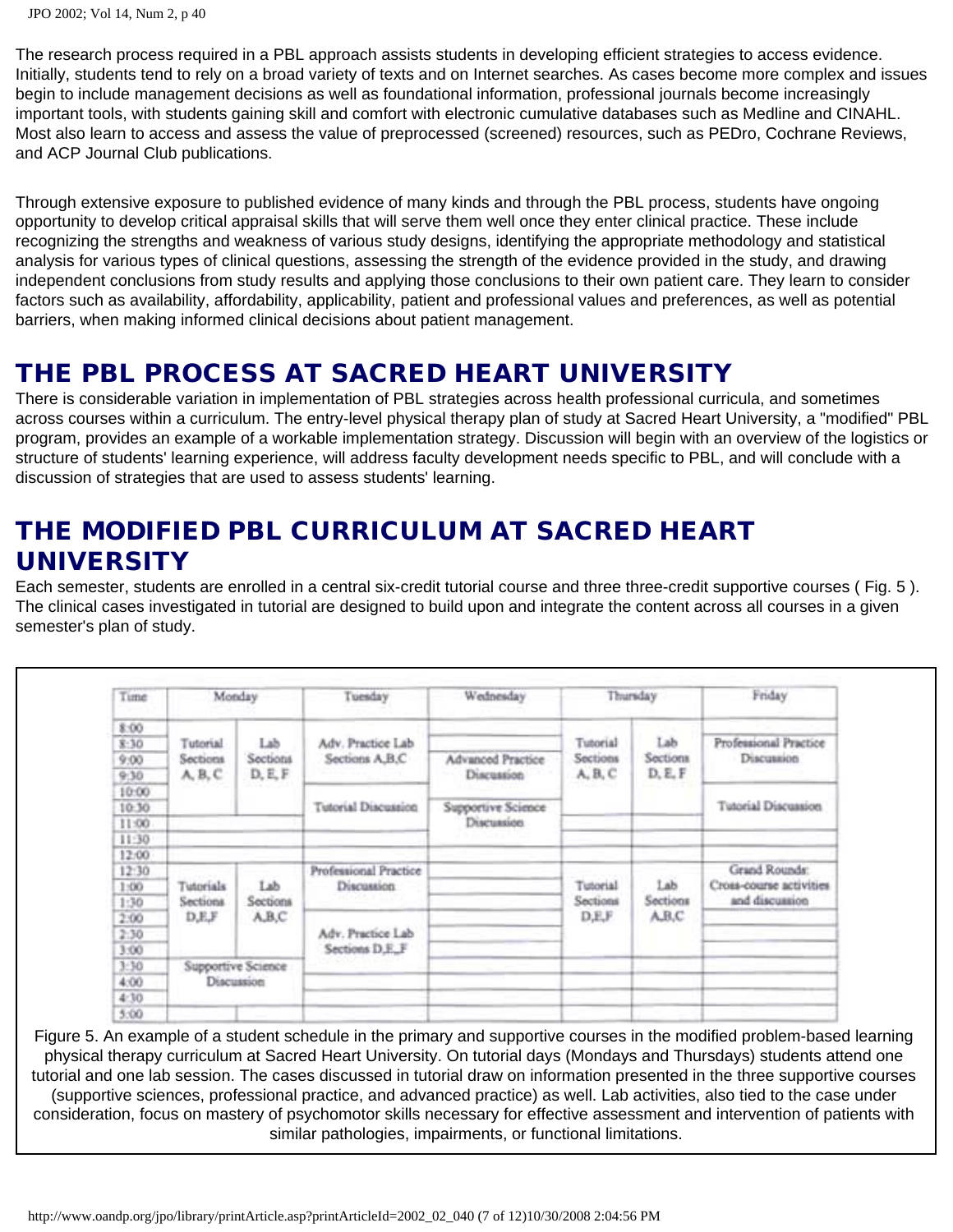The research process required in a PBL approach assists students in developing efficient strategies to access evidence. Initially, students tend to rely on a broad variety of texts and on Internet searches. As cases become more complex and issues begin to include management decisions as well as foundational information, professional journals become increasingly important tools, with students gaining skill and comfort with electronic cumulative databases such as Medline and CINAHL. Most also learn to access and assess the value of preprocessed (screened) resources, such as PEDro, Cochrane Reviews, and ACP Journal Club publications.

Through extensive exposure to published evidence of many kinds and through the PBL process, students have ongoing opportunity to develop critical appraisal skills that will serve them well once they enter clinical practice. These include recognizing the strengths and weakness of various study designs, identifying the appropriate methodology and statistical analysis for various types of clinical questions, assessing the strength of the evidence provided in the study, and drawing independent conclusions from study results and applying those conclusions to their own patient care. They learn to consider factors such as availability, affordability, applicability, patient and professional values and preferences, as well as potential barriers, when making informed clinical decisions about patient management.

## THE PBL PROCESS AT SACRED HEART UNIVERSITY

There is considerable variation in implementation of PBL strategies across health professional curricula, and sometimes across courses within a curriculum. The entry-level physical therapy plan of study at Sacred Heart University, a "modified" PBL program, provides an example of a workable implementation strategy. Discussion will begin with an overview of the logistics or structure of students' learning experience, will address faculty development needs specific to PBL, and will conclude with a discussion of strategies that are used to assess students' learning.

## THE MODIFIED PBL CURRICULUM AT SACRED HEART UNIVERSITY

Each semester, students are enrolled in a central six-credit tutorial course and three three-credit supportive courses ( Fig. 5 ). The clinical cases investigated in tutorial are designed to build upon and integrate the content across all courses in a given semester's plan of study.

| Time | Monday | | Tuesday | Wednesday | Thursday | | Friday |
|---|---|---|---|---|---|---|---|
| 8:00 | | | | | | | |
| 8:30–10:30 | Tutorial Sections A, B, C | Lab Sections D, E, F | Adv. Practice Lab Sections A,B,C (8:30–9:30) | Advanced Practice Discussion (9:00–10:00) | Tutorial Sections A, B, C | Lab Sections D, E, F | Professional Practice Discussion (8:30–9:30) |
| 10:00–11:00 | | | Tutorial Discussion | Supportive Science Discussion (10:30–11:30) | | | Tutorial Discussion (10:30–11:00) |
| 11:30–12:00 | | | | | | | |
| 12:30–3:00 | Tutorials Sections D,E,F | Lab Sections A,B,C | Professional Practice Discussion (12:30–1:30) | | Tutorial Sections D,E,F | Lab Sections A,B,C | Grand Rounds: Cross-course activities and discussion (12:30–1:30) |
| 2:00–3:00 | | | Adv. Practice Lab Sections D,E,F | | | | |
| 3:30–4:30 | Supportive Science Discussion | | | | | | |
| 5:00 | | | | | | | |

Figure 5. An example of a student schedule in the primary and supportive courses in the modified problem-based learning physical therapy curriculum at Sacred Heart University. On tutorial days (Mondays and Thursdays) students attend one tutorial and one lab session. The cases discussed in tutorial draw on information presented in the three supportive courses (supportive sciences, professional practice, and advanced practice) as well. Lab activities, also tied to the case under consideration, focus on mastery of psychomotor skills necessary for effective assessment and intervention of patients with similar pathologies, impairments, or functional limitations.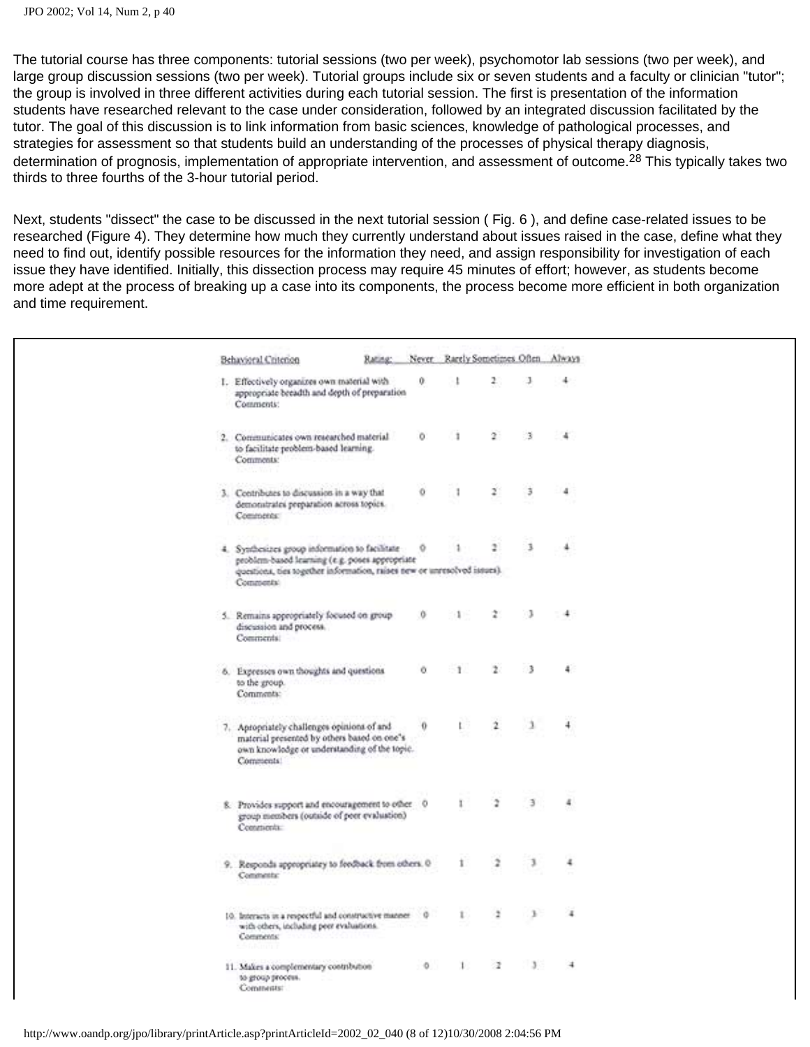The tutorial course has three components: tutorial sessions (two per week), psychomotor lab sessions (two per week), and large group discussion sessions (two per week). Tutorial groups include six or seven students and a faculty or clinician "tutor"; the group is involved in three different activities during each tutorial session. The first is presentation of the information students have researched relevant to the case under consideration, followed by an integrated discussion facilitated by the tutor. The goal of this discussion is to link information from basic sciences, knowledge of pathological processes, and strategies for assessment so that students build an understanding of the processes of physical therapy diagnosis, determination of prognosis, implementation of appropriate intervention, and assessment of outcome.[28] This typically takes two thirds to three fourths of the 3-hour tutorial period.

Next, students "dissect" the case to be discussed in the next tutorial session ( Fig. 6 ), and define case-related issues to be researched (Figure 4). They determine how much they currently understand about issues raised in the case, define what they need to find out, identify possible resources for the information they need, and assign responsibility for investigation of each issue they have identified. Initially, this dissection process may require 45 minutes of effort; however, as students become more adept at the process of breaking up a case into its components, the process become more efficient in both organization and time requirement.

| Behavioral Criterion | Rating: Never | Rarely | Sometimes | Often | Always |
|---|---|---|---|---|---|
| 1. Effectively organizes own material with appropriate breadth and depth of preparation<br>Comments: | 0 | 1 | 2 | 3 | 4 |
| 2. Communicates own researched material to facilitate problem-based learning.<br>Comments: | 0 | 1 | 2 | 3 | 4 |
| 3. Contributes to discussion in a way that demonstrates preparation across topics.<br>Comments: | 0 | 1 | 2 | 3 | 4 |
| 4. Synthesizes group information to facilitate problem-based learning (e.g. poses appropriate questions, ties together information, raises new or unresolved issues).<br>Comments: | 0 | 1 | 2 | 3 | 4 |
| 5. Remains appropriately focused on group discussion and process.<br>Comments: | 0 | 1 | 2 | 3 | 4 |
| 6. Expresses own thoughts and questions to the group.<br>Comments: | 0 | 1 | 2 | 3 | 4 |
| 7. Apropriately challenges opinions of and material presented by others based on one's own knowledge or understanding of the topic.<br>Comments: | 0 | 1 | 2 | 3 | 4 |
| 8. Provides support and encouragement to other group members (outside of peer evaluation)<br>Comments: | 0 | 1 | 2 | 3 | 4 |
| 9. Responds appropriatey to feedback from others.<br>Comments: | 0 | 1 | 2 | 3 | 4 |
| 10. Interacts in a respectful and constructive manner with others, including peer evaluations.<br>Comments: | 0 | 1 | 2 | 3 | 4 |
| 11. Makes a complementary contribution to group process.<br>Comments: | 0 | 1 | 2 | 3 | 4 |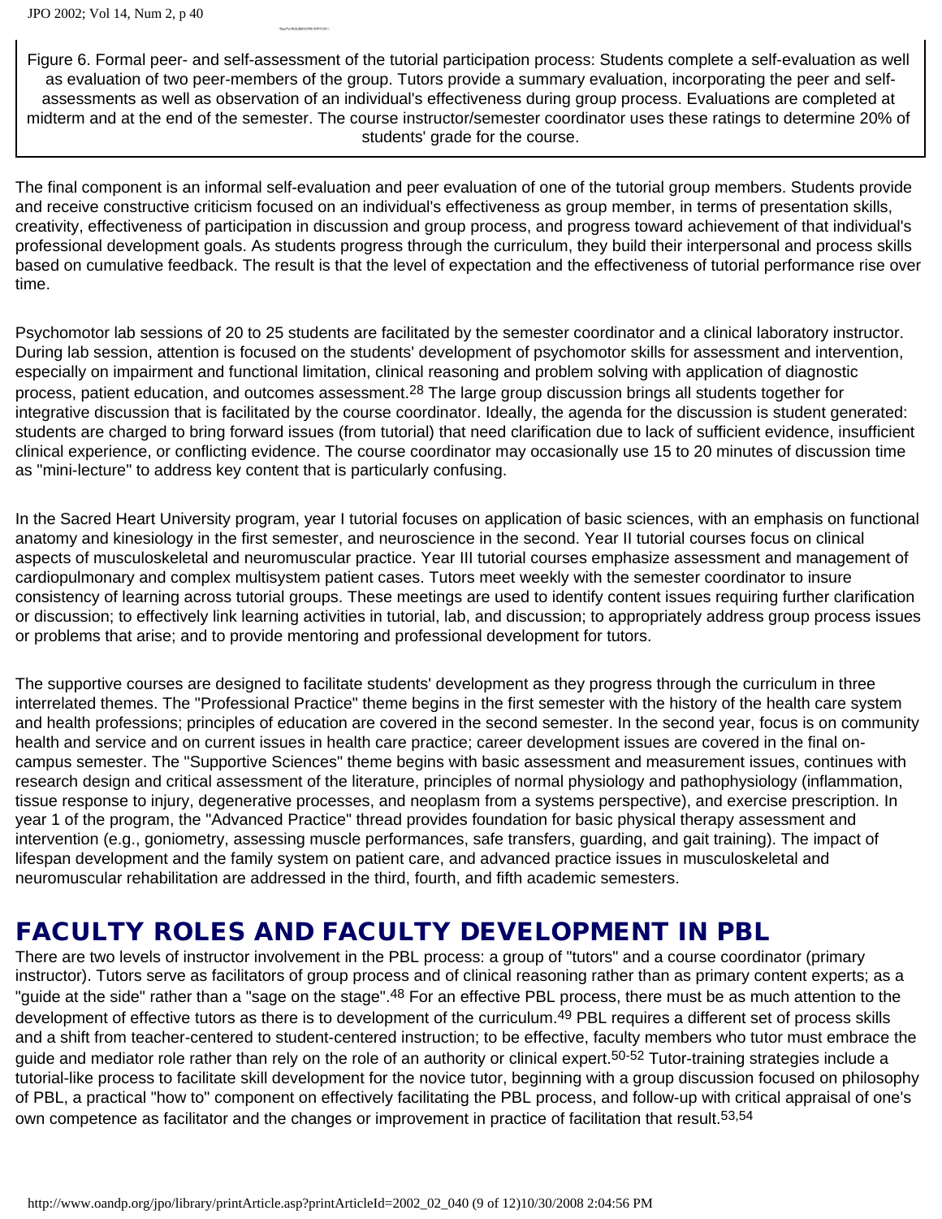Figure 6. Formal peer- and self-assessment of the tutorial participation process: Students complete a self-evaluation as well as evaluation of two peer-members of the group. Tutors provide a summary evaluation, incorporating the peer and self-assessments as well as observation of an individual's effectiveness during group process. Evaluations are completed at midterm and at the end of the semester. The course instructor/semester coordinator uses these ratings to determine 20% of students' grade for the course.

The final component is an informal self-evaluation and peer evaluation of one of the tutorial group members. Students provide and receive constructive criticism focused on an individual's effectiveness as group member, in terms of presentation skills, creativity, effectiveness of participation in discussion and group process, and progress toward achievement of that individual's professional development goals. As students progress through the curriculum, they build their interpersonal and process skills based on cumulative feedback. The result is that the level of expectation and the effectiveness of tutorial performance rise over time.

Psychomotor lab sessions of 20 to 25 students are facilitated by the semester coordinator and a clinical laboratory instructor. During lab session, attention is focused on the students' development of psychomotor skills for assessment and intervention, especially on impairment and functional limitation, clinical reasoning and problem solving with application of diagnostic process, patient education, and outcomes assessment.[28] The large group discussion brings all students together for integrative discussion that is facilitated by the course coordinator. Ideally, the agenda for the discussion is student generated: students are charged to bring forward issues (from tutorial) that need clarification due to lack of sufficient evidence, insufficient clinical experience, or conflicting evidence. The course coordinator may occasionally use 15 to 20 minutes of discussion time as "mini-lecture" to address key content that is particularly confusing.

In the Sacred Heart University program, year I tutorial focuses on application of basic sciences, with an emphasis on functional anatomy and kinesiology in the first semester, and neuroscience in the second. Year II tutorial courses focus on clinical aspects of musculoskeletal and neuromuscular practice. Year III tutorial courses emphasize assessment and management of cardiopulmonary and complex multisystem patient cases. Tutors meet weekly with the semester coordinator to insure consistency of learning across tutorial groups. These meetings are used to identify content issues requiring further clarification or discussion; to effectively link learning activities in tutorial, lab, and discussion; to appropriately address group process issues or problems that arise; and to provide mentoring and professional development for tutors.

The supportive courses are designed to facilitate students' development as they progress through the curriculum in three interrelated themes. The "Professional Practice" theme begins in the first semester with the history of the health care system and health professions; principles of education are covered in the second semester. In the second year, focus is on community health and service and on current issues in health care practice; career development issues are covered in the final on-campus semester. The "Supportive Sciences" theme begins with basic assessment and measurement issues, continues with research design and critical assessment of the literature, principles of normal physiology and pathophysiology (inflammation, tissue response to injury, degenerative processes, and neoplasm from a systems perspective), and exercise prescription. In year 1 of the program, the "Advanced Practice" thread provides foundation for basic physical therapy assessment and intervention (e.g., goniometry, assessing muscle performances, safe transfers, guarding, and gait training). The impact of lifespan development and the family system on patient care, and advanced practice issues in musculoskeletal and neuromuscular rehabilitation are addressed in the third, fourth, and fifth academic semesters.

## FACULTY ROLES AND FACULTY DEVELOPMENT IN PBL

There are two levels of instructor involvement in the PBL process: a group of "tutors" and a course coordinator (primary instructor). Tutors serve as facilitators of group process and of clinical reasoning rather than as primary content experts; as a "guide at the side" rather than a "sage on the stage".[48] For an effective PBL process, there must be as much attention to the development of effective tutors as there is to development of the curriculum.[49] PBL requires a different set of process skills and a shift from teacher-centered to student-centered instruction; to be effective, faculty members who tutor must embrace the guide and mediator role rather than rely on the role of an authority or clinical expert.[50-52] Tutor-training strategies include a tutorial-like process to facilitate skill development for the novice tutor, beginning with a group discussion focused on philosophy of PBL, a practical "how to" component on effectively facilitating the PBL process, and follow-up with critical appraisal of one's own competence as facilitator and the changes or improvement in practice of facilitation that result.[53,54]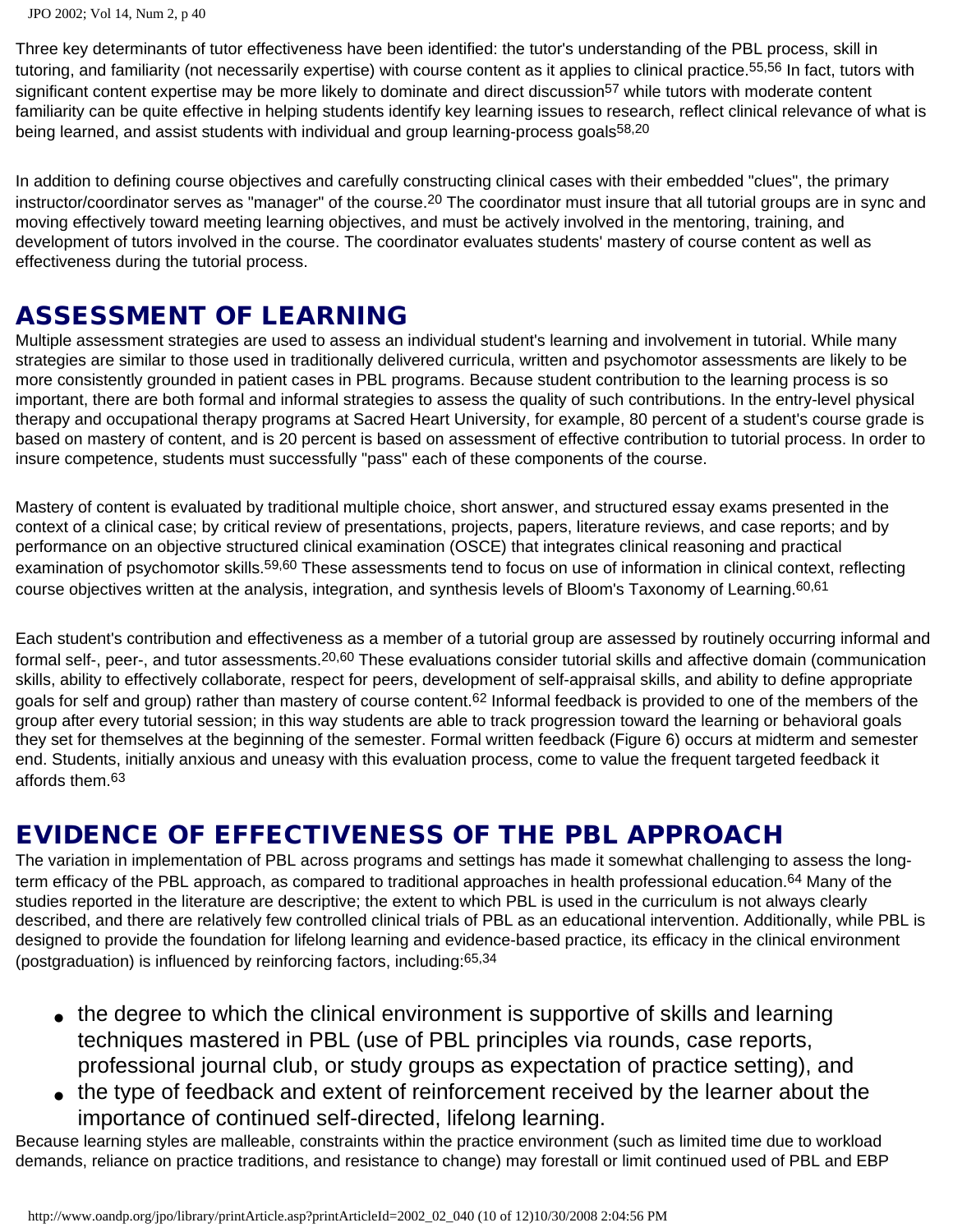Three key determinants of tutor effectiveness have been identified: the tutor's understanding of the PBL process, skill in tutoring, and familiarity (not necessarily expertise) with course content as it applies to clinical practice.[55,56] In fact, tutors with significant content expertise may be more likely to dominate and direct discussion[57] while tutors with moderate content familiarity can be quite effective in helping students identify key learning issues to research, reflect clinical relevance of what is being learned, and assist students with individual and group learning-process goals[58,20]

In addition to defining course objectives and carefully constructing clinical cases with their embedded "clues", the primary instructor/coordinator serves as "manager" of the course.[20] The coordinator must insure that all tutorial groups are in sync and moving effectively toward meeting learning objectives, and must be actively involved in the mentoring, training, and development of tutors involved in the course. The coordinator evaluates students' mastery of course content as well as effectiveness during the tutorial process.

## ASSESSMENT OF LEARNING

Multiple assessment strategies are used to assess an individual student's learning and involvement in tutorial. While many strategies are similar to those used in traditionally delivered curricula, written and psychomotor assessments are likely to be more consistently grounded in patient cases in PBL programs. Because student contribution to the learning process is so important, there are both formal and informal strategies to assess the quality of such contributions. In the entry-level physical therapy and occupational therapy programs at Sacred Heart University, for example, 80 percent of a student's course grade is based on mastery of content, and is 20 percent is based on assessment of effective contribution to tutorial process. In order to insure competence, students must successfully "pass" each of these components of the course.

Mastery of content is evaluated by traditional multiple choice, short answer, and structured essay exams presented in the context of a clinical case; by critical review of presentations, projects, papers, literature reviews, and case reports; and by performance on an objective structured clinical examination (OSCE) that integrates clinical reasoning and practical examination of psychomotor skills.[59,60] These assessments tend to focus on use of information in clinical context, reflecting course objectives written at the analysis, integration, and synthesis levels of Bloom's Taxonomy of Learning.[60,61]

Each student's contribution and effectiveness as a member of a tutorial group are assessed by routinely occurring informal and formal self-, peer-, and tutor assessments.[20,60] These evaluations consider tutorial skills and affective domain (communication skills, ability to effectively collaborate, respect for peers, development of self-appraisal skills, and ability to define appropriate goals for self and group) rather than mastery of course content.[62] Informal feedback is provided to one of the members of the group after every tutorial session; in this way students are able to track progression toward the learning or behavioral goals they set for themselves at the beginning of the semester. Formal written feedback (Figure 6) occurs at midterm and semester end. Students, initially anxious and uneasy with this evaluation process, come to value the frequent targeted feedback it affords them.[63]

## EVIDENCE OF EFFECTIVENESS OF THE PBL APPROACH

The variation in implementation of PBL across programs and settings has made it somewhat challenging to assess the long-term efficacy of the PBL approach, as compared to traditional approaches in health professional education.[64] Many of the studies reported in the literature are descriptive; the extent to which PBL is used in the curriculum is not always clearly described, and there are relatively few controlled clinical trials of PBL as an educational intervention. Additionally, while PBL is designed to provide the foundation for lifelong learning and evidence-based practice, its efficacy in the clinical environment (postgraduation) is influenced by reinforcing factors, including:[65,34]

- the degree to which the clinical environment is supportive of skills and learning techniques mastered in PBL (use of PBL principles via rounds, case reports, professional journal club, or study groups as expectation of practice setting), and
- the type of feedback and extent of reinforcement received by the learner about the importance of continued self-directed, lifelong learning.

Because learning styles are malleable, constraints within the practice environment (such as limited time due to workload demands, reliance on practice traditions, and resistance to change) may forestall or limit continued used of PBL and EBP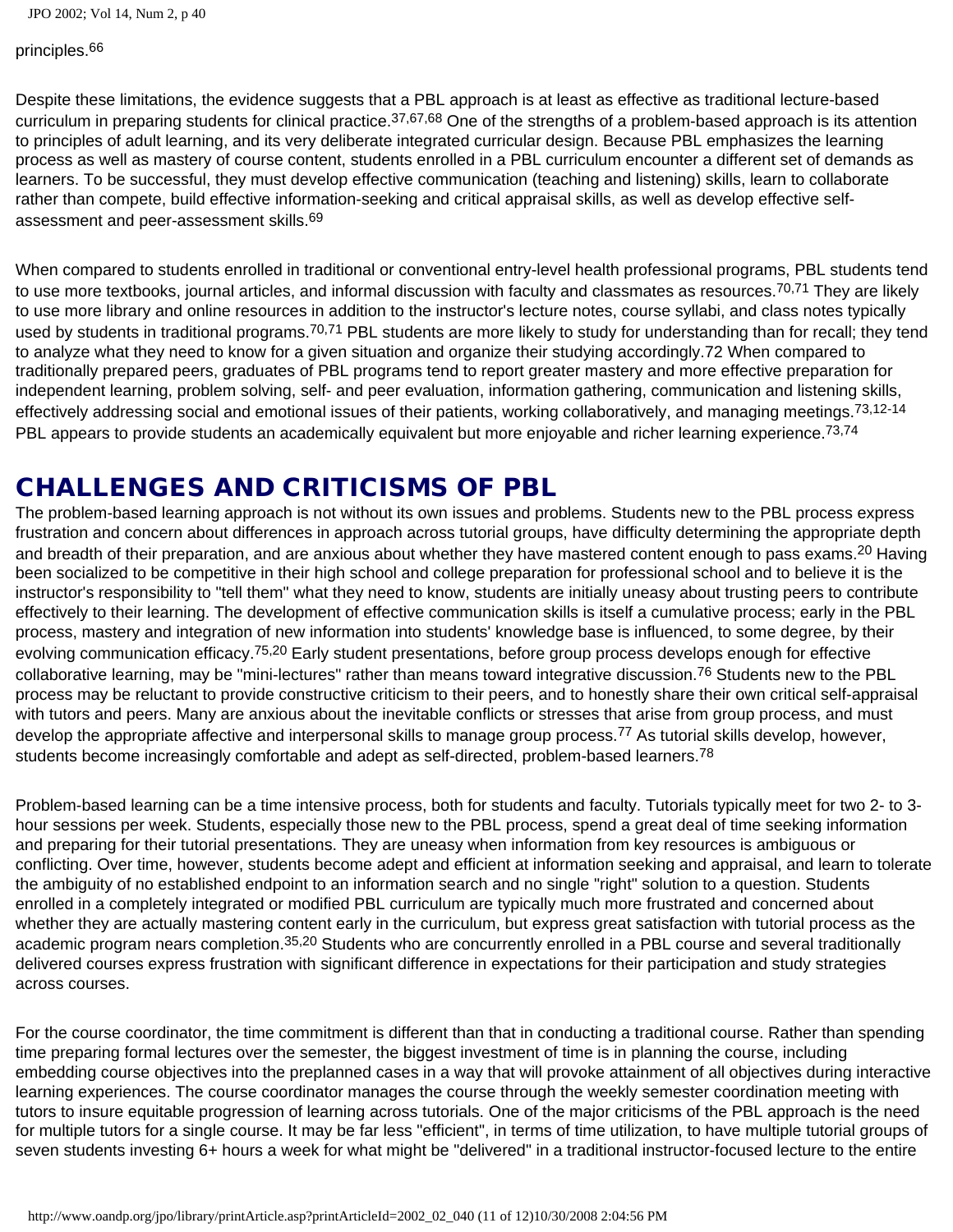principles.[66]

Despite these limitations, the evidence suggests that a PBL approach is at least as effective as traditional lecture-based curriculum in preparing students for clinical practice.[37,67,68] One of the strengths of a problem-based approach is its attention to principles of adult learning, and its very deliberate integrated curricular design. Because PBL emphasizes the learning process as well as mastery of course content, students enrolled in a PBL curriculum encounter a different set of demands as learners. To be successful, they must develop effective communication (teaching and listening) skills, learn to collaborate rather than compete, build effective information-seeking and critical appraisal skills, as well as develop effective self-assessment and peer-assessment skills.[69]

When compared to students enrolled in traditional or conventional entry-level health professional programs, PBL students tend to use more textbooks, journal articles, and informal discussion with faculty and classmates as resources.[70,71] They are likely to use more library and online resources in addition to the instructor's lecture notes, course syllabi, and class notes typically used by students in traditional programs.[70,71] PBL students are more likely to study for understanding than for recall; they tend to analyze what they need to know for a given situation and organize their studying accordingly.72 When compared to traditionally prepared peers, graduates of PBL programs tend to report greater mastery and more effective preparation for independent learning, problem solving, self- and peer evaluation, information gathering, communication and listening skills, effectively addressing social and emotional issues of their patients, working collaboratively, and managing meetings.[73,12-14] PBL appears to provide students an academically equivalent but more enjoyable and richer learning experience.[73,74]

## CHALLENGES AND CRITICISMS OF PBL

The problem-based learning approach is not without its own issues and problems. Students new to the PBL process express frustration and concern about differences in approach across tutorial groups, have difficulty determining the appropriate depth and breadth of their preparation, and are anxious about whether they have mastered content enough to pass exams.[20] Having been socialized to be competitive in their high school and college preparation for professional school and to believe it is the instructor's responsibility to "tell them" what they need to know, students are initially uneasy about trusting peers to contribute effectively to their learning. The development of effective communication skills is itself a cumulative process; early in the PBL process, mastery and integration of new information into students' knowledge base is influenced, to some degree, by their evolving communication efficacy.[75,20] Early student presentations, before group process develops enough for effective collaborative learning, may be "mini-lectures" rather than means toward integrative discussion.[76] Students new to the PBL process may be reluctant to provide constructive criticism to their peers, and to honestly share their own critical self-appraisal with tutors and peers. Many are anxious about the inevitable conflicts or stresses that arise from group process, and must develop the appropriate affective and interpersonal skills to manage group process.[77] As tutorial skills develop, however, students become increasingly comfortable and adept as self-directed, problem-based learners.[78]

Problem-based learning can be a time intensive process, both for students and faculty. Tutorials typically meet for two 2- to 3-hour sessions per week. Students, especially those new to the PBL process, spend a great deal of time seeking information and preparing for their tutorial presentations. They are uneasy when information from key resources is ambiguous or conflicting. Over time, however, students become adept and efficient at information seeking and appraisal, and learn to tolerate the ambiguity of no established endpoint to an information search and no single "right" solution to a question. Students enrolled in a completely integrated or modified PBL curriculum are typically much more frustrated and concerned about whether they are actually mastering content early in the curriculum, but express great satisfaction with tutorial process as the academic program nears completion.[35,20] Students who are concurrently enrolled in a PBL course and several traditionally delivered courses express frustration with significant difference in expectations for their participation and study strategies across courses.

For the course coordinator, the time commitment is different than that in conducting a traditional course. Rather than spending time preparing formal lectures over the semester, the biggest investment of time is in planning the course, including embedding course objectives into the preplanned cases in a way that will provoke attainment of all objectives during interactive learning experiences. The course coordinator manages the course through the weekly semester coordination meeting with tutors to insure equitable progression of learning across tutorials. One of the major criticisms of the PBL approach is the need for multiple tutors for a single course. It may be far less "efficient", in terms of time utilization, to have multiple tutorial groups of seven students investing 6+ hours a week for what might be "delivered" in a traditional instructor-focused lecture to the entire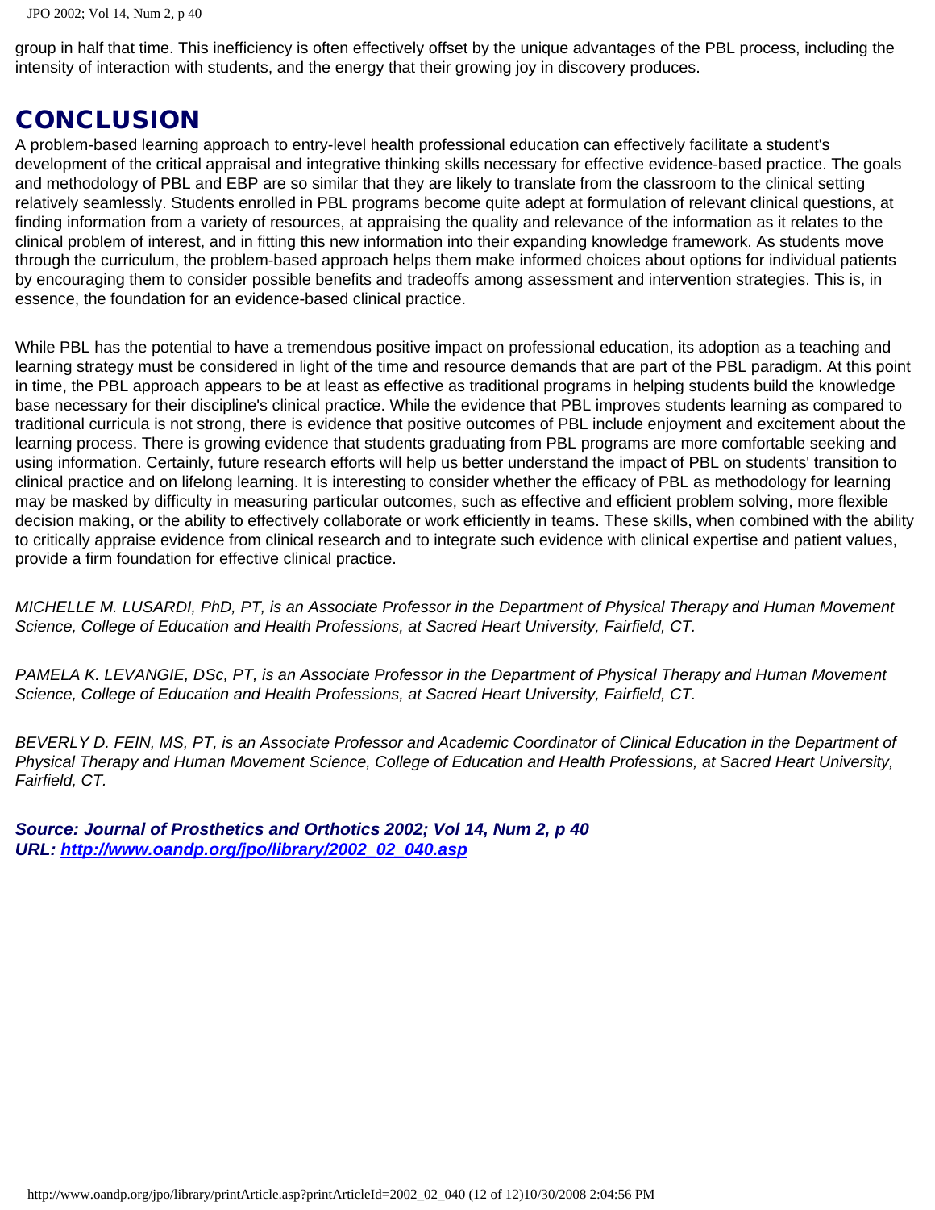group in half that time. This inefficiency is often effectively offset by the unique advantages of the PBL process, including the intensity of interaction with students, and the energy that their growing joy in discovery produces.

## CONCLUSION

A problem-based learning approach to entry-level health professional education can effectively facilitate a student's development of the critical appraisal and integrative thinking skills necessary for effective evidence-based practice. The goals and methodology of PBL and EBP are so similar that they are likely to translate from the classroom to the clinical setting relatively seamlessly. Students enrolled in PBL programs become quite adept at formulation of relevant clinical questions, at finding information from a variety of resources, at appraising the quality and relevance of the information as it relates to the clinical problem of interest, and in fitting this new information into their expanding knowledge framework. As students move through the curriculum, the problem-based approach helps them make informed choices about options for individual patients by encouraging them to consider possible benefits and tradeoffs among assessment and intervention strategies. This is, in essence, the foundation for an evidence-based clinical practice.

While PBL has the potential to have a tremendous positive impact on professional education, its adoption as a teaching and learning strategy must be considered in light of the time and resource demands that are part of the PBL paradigm. At this point in time, the PBL approach appears to be at least as effective as traditional programs in helping students build the knowledge base necessary for their discipline's clinical practice. While the evidence that PBL improves students learning as compared to traditional curricula is not strong, there is evidence that positive outcomes of PBL include enjoyment and excitement about the learning process. There is growing evidence that students graduating from PBL programs are more comfortable seeking and using information. Certainly, future research efforts will help us better understand the impact of PBL on students' transition to clinical practice and on lifelong learning. It is interesting to consider whether the efficacy of PBL as methodology for learning may be masked by difficulty in measuring particular outcomes, such as effective and efficient problem solving, more flexible decision making, or the ability to effectively collaborate or work efficiently in teams. These skills, when combined with the ability to critically appraise evidence from clinical research and to integrate such evidence with clinical expertise and patient values, provide a firm foundation for effective clinical practice.

*MICHELLE M. LUSARDI, PhD, PT, is an Associate Professor in the Department of Physical Therapy and Human Movement Science, College of Education and Health Professions, at Sacred Heart University, Fairfield, CT.*

*PAMELA K. LEVANGIE, DSc, PT, is an Associate Professor in the Department of Physical Therapy and Human Movement Science, College of Education and Health Professions, at Sacred Heart University, Fairfield, CT.*

*BEVERLY D. FEIN, MS, PT, is an Associate Professor and Academic Coordinator of Clinical Education in the Department of Physical Therapy and Human Movement Science, College of Education and Health Professions, at Sacred Heart University, Fairfield, CT.*

***Source: Journal of Prosthetics and Orthotics 2002; Vol 14, Num 2, p 40***
***URL: http://www.oandp.org/jpo/library/2002_02_040.asp***